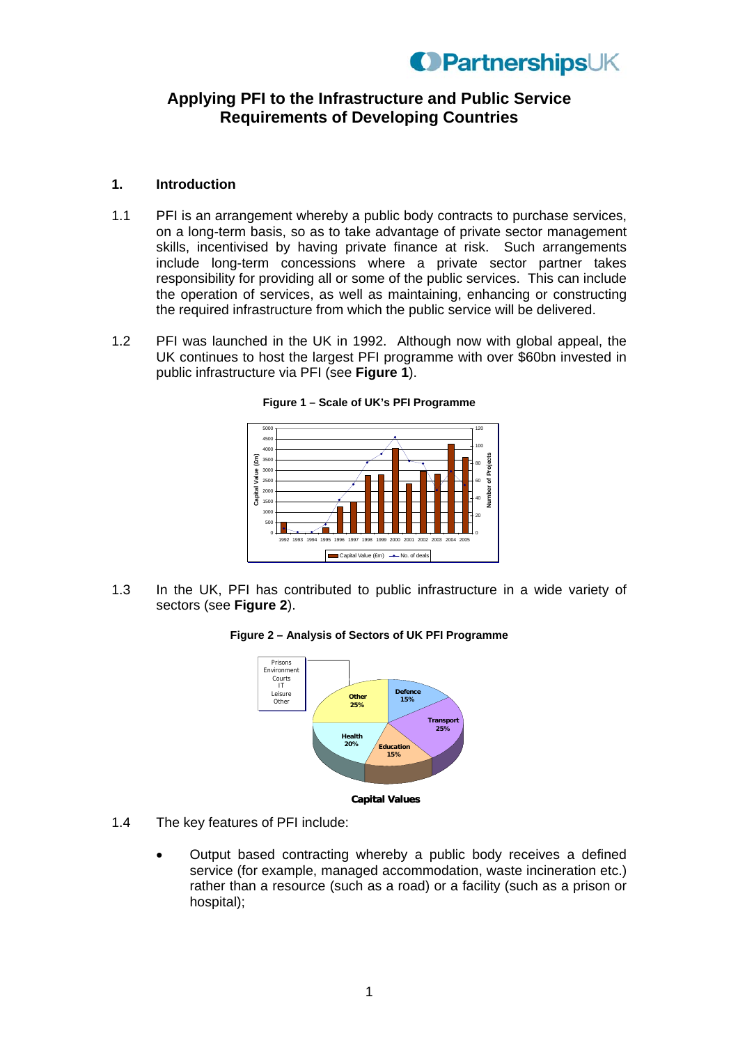# Applying PFI to the Infrastructure and Public Service Requirements of Developing Countries

## 1. Introduction

1.1 PFI is an arrangement whereby a public body contracts to purchase services, on a long-term basis, so as to take advantage of private sector management skills, incentivised by having private finance at risk. Such arrangements include long-term concessions where a private sector partner takes responsibility for providing all or some of the public services. This can include the operation of services, as well as maintaining, enhancing or constructing the required infrastructure from which the public service will be delivered.

1.2 PFI was launched in the UK in 1992. Although now with global appeal, the UK continues to host the largest PFI programme with over $60bn invested in public infrastructure via PFI (see **Figure 1**).

**Figure 1 – Scale of UK's PFI Programme**

1.3 In the UK, PFI has contributed to public infrastructure in a wide variety of sectors (see **Figure 2**).

**Figure 2 – Analysis of Sectors of UK PFI Programme**

1.4 The key features of PFI include:

- Output based contracting whereby a public body receives a defined service (for example, managed accommodation, waste incineration etc.) rather than a resource (such as a road) or a facility (such as a prison or hospital);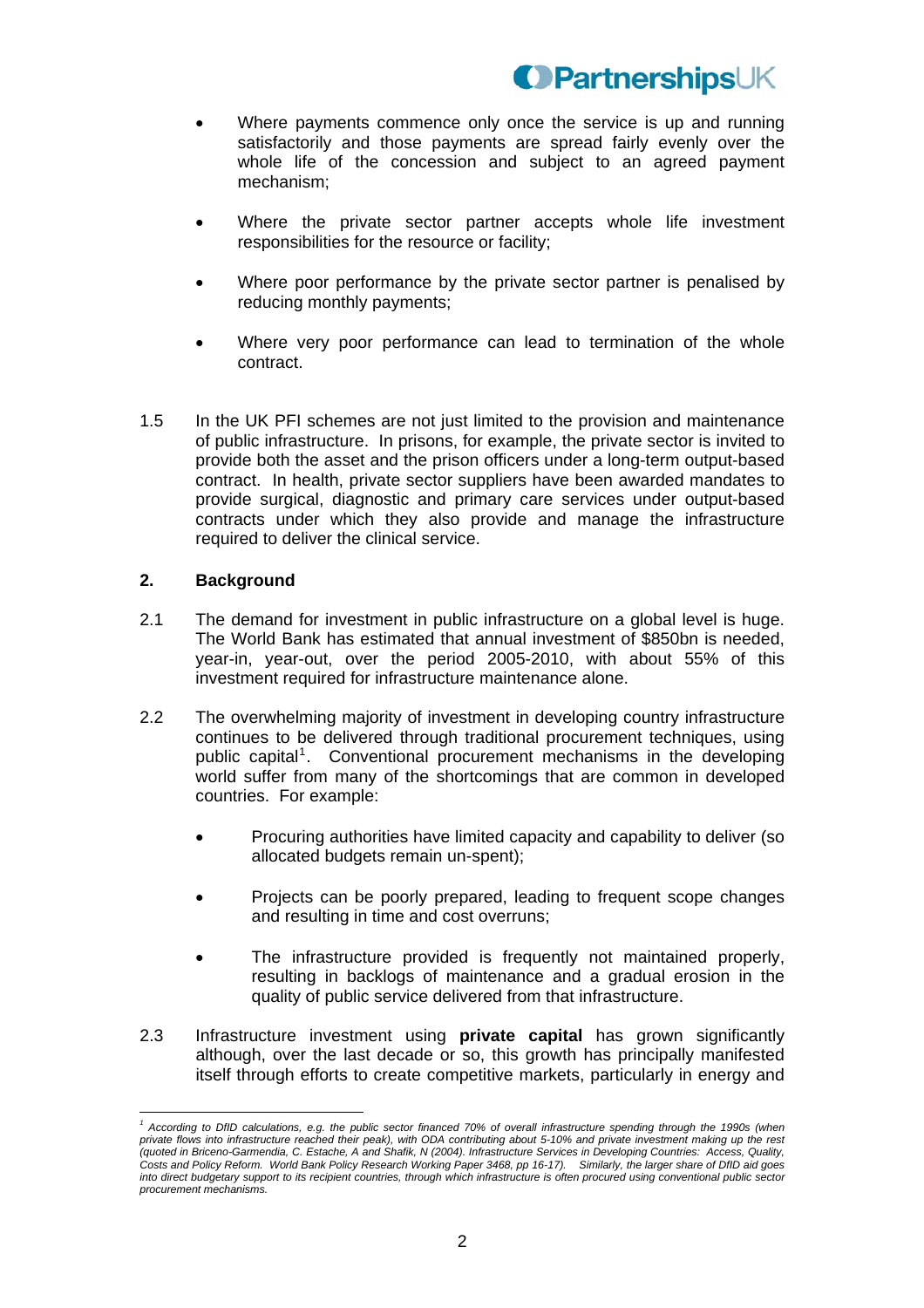- Where payments commence only once the service is up and running satisfactorily and those payments are spread fairly evenly over the whole life of the concession and subject to an agreed payment mechanism;
- Where the private sector partner accepts whole life investment responsibilities for the resource or facility;
- Where poor performance by the private sector partner is penalised by reducing monthly payments;
- Where very poor performance can lead to termination of the whole contract.

1.5 In the UK PFI schemes are not just limited to the provision and maintenance of public infrastructure. In prisons, for example, the private sector is invited to provide both the asset and the prison officers under a long-term output-based contract. In health, private sector suppliers have been awarded mandates to provide surgical, diagnostic and primary care services under output-based contracts under which they also provide and manage the infrastructure required to deliver the clinical service.

## 2. Background

2.1 The demand for investment in public infrastructure on a global level is huge. The World Bank has estimated that annual investment of $850bn is needed, year-in, year-out, over the period 2005-2010, with about 55% of this investment required for infrastructure maintenance alone.

2.2 The overwhelming majority of investment in developing country infrastructure continues to be delivered through traditional procurement techniques, using public capital[1]. Conventional procurement mechanisms in the developing world suffer from many of the shortcomings that are common in developed countries. For example:

- Procuring authorities have limited capacity and capability to deliver (so allocated budgets remain un-spent);
- Projects can be poorly prepared, leading to frequent scope changes and resulting in time and cost overruns;
- The infrastructure provided is frequently not maintained properly, resulting in backlogs of maintenance and a gradual erosion in the quality of public service delivered from that infrastructure.

2.3 Infrastructure investment using **private capital** has grown significantly although, over the last decade or so, this growth has principally manifested itself through efforts to create competitive markets, particularly in energy and

---

[1] *According to DfID calculations, e.g. the public sector financed 70% of overall infrastructure spending through the 1990s (when private flows into infrastructure reached their peak), with ODA contributing about 5-10% and private investment making up the rest (quoted in Briceno-Garmendia, C. Estache, A and Shafik, N (2004). Infrastructure Services in Developing Countries: Access, Quality, Costs and Policy Reform. World Bank Policy Research Working Paper 3468, pp 16-17). Similarly, the larger share of DfID aid goes into direct budgetary support to its recipient countries, through which infrastructure is often procured using conventional public sector procurement mechanisms.*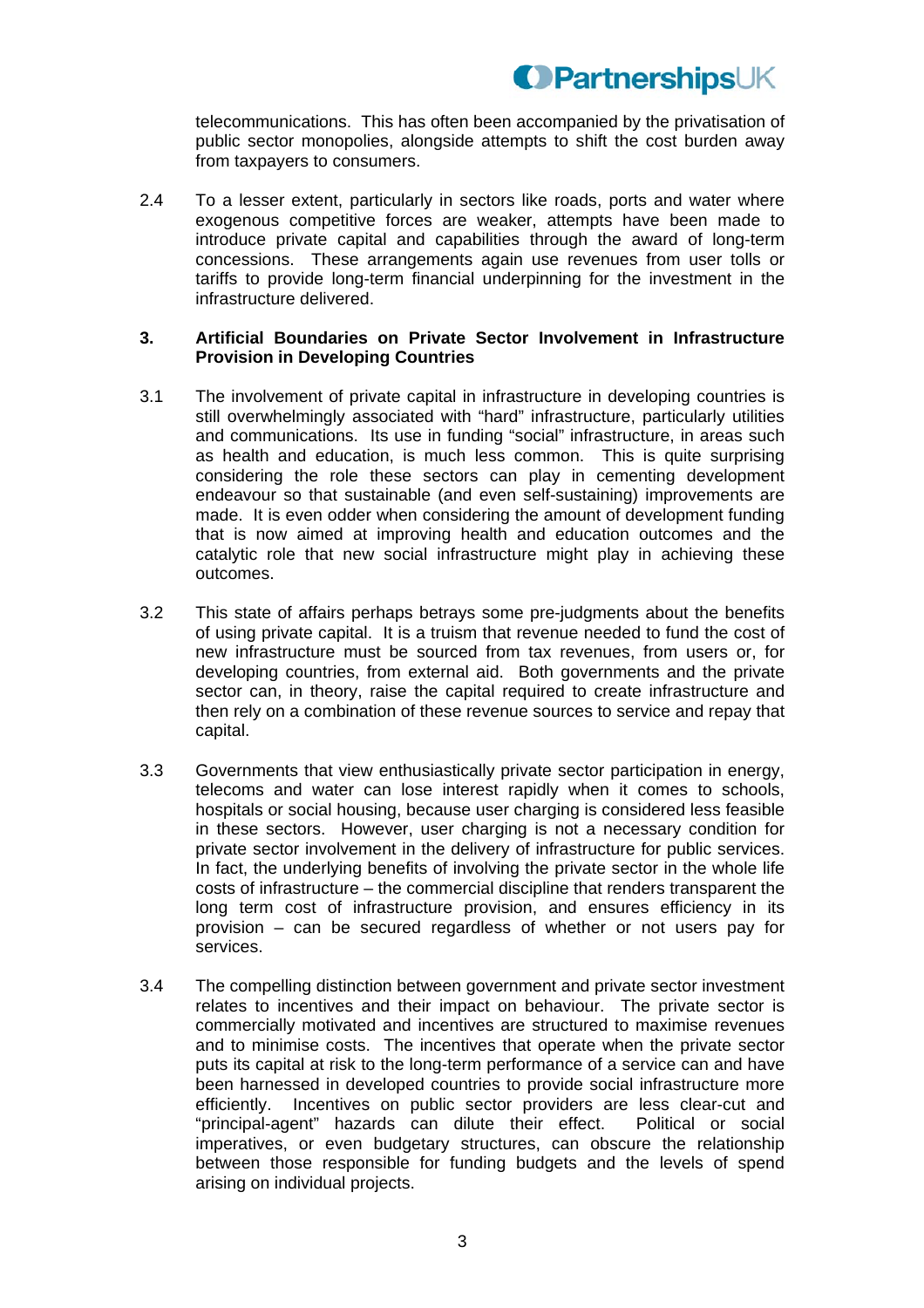telecommunications. This has often been accompanied by the privatisation of public sector monopolies, alongside attempts to shift the cost burden away from taxpayers to consumers.

2.4 To a lesser extent, particularly in sectors like roads, ports and water where exogenous competitive forces are weaker, attempts have been made to introduce private capital and capabilities through the award of long-term concessions. These arrangements again use revenues from user tolls or tariffs to provide long-term financial underpinning for the investment in the infrastructure delivered.

### 3. Artificial Boundaries on Private Sector Involvement in Infrastructure Provision in Developing Countries

3.1 The involvement of private capital in infrastructure in developing countries is still overwhelmingly associated with "hard" infrastructure, particularly utilities and communications. Its use in funding "social" infrastructure, in areas such as health and education, is much less common. This is quite surprising considering the role these sectors can play in cementing development endeavour so that sustainable (and even self-sustaining) improvements are made. It is even odder when considering the amount of development funding that is now aimed at improving health and education outcomes and the catalytic role that new social infrastructure might play in achieving these outcomes.

3.2 This state of affairs perhaps betrays some pre-judgments about the benefits of using private capital. It is a truism that revenue needed to fund the cost of new infrastructure must be sourced from tax revenues, from users or, for developing countries, from external aid. Both governments and the private sector can, in theory, raise the capital required to create infrastructure and then rely on a combination of these revenue sources to service and repay that capital.

3.3 Governments that view enthusiastically private sector participation in energy, telecoms and water can lose interest rapidly when it comes to schools, hospitals or social housing, because user charging is considered less feasible in these sectors. However, user charging is not a necessary condition for private sector involvement in the delivery of infrastructure for public services. In fact, the underlying benefits of involving the private sector in the whole life costs of infrastructure – the commercial discipline that renders transparent the long term cost of infrastructure provision, and ensures efficiency in its provision – can be secured regardless of whether or not users pay for services.

3.4 The compelling distinction between government and private sector investment relates to incentives and their impact on behaviour. The private sector is commercially motivated and incentives are structured to maximise revenues and to minimise costs. The incentives that operate when the private sector puts its capital at risk to the long-term performance of a service can and have been harnessed in developed countries to provide social infrastructure more efficiently. Incentives on public sector providers are less clear-cut and "principal-agent" hazards can dilute their effect. Political or social imperatives, or even budgetary structures, can obscure the relationship between those responsible for funding budgets and the levels of spend arising on individual projects.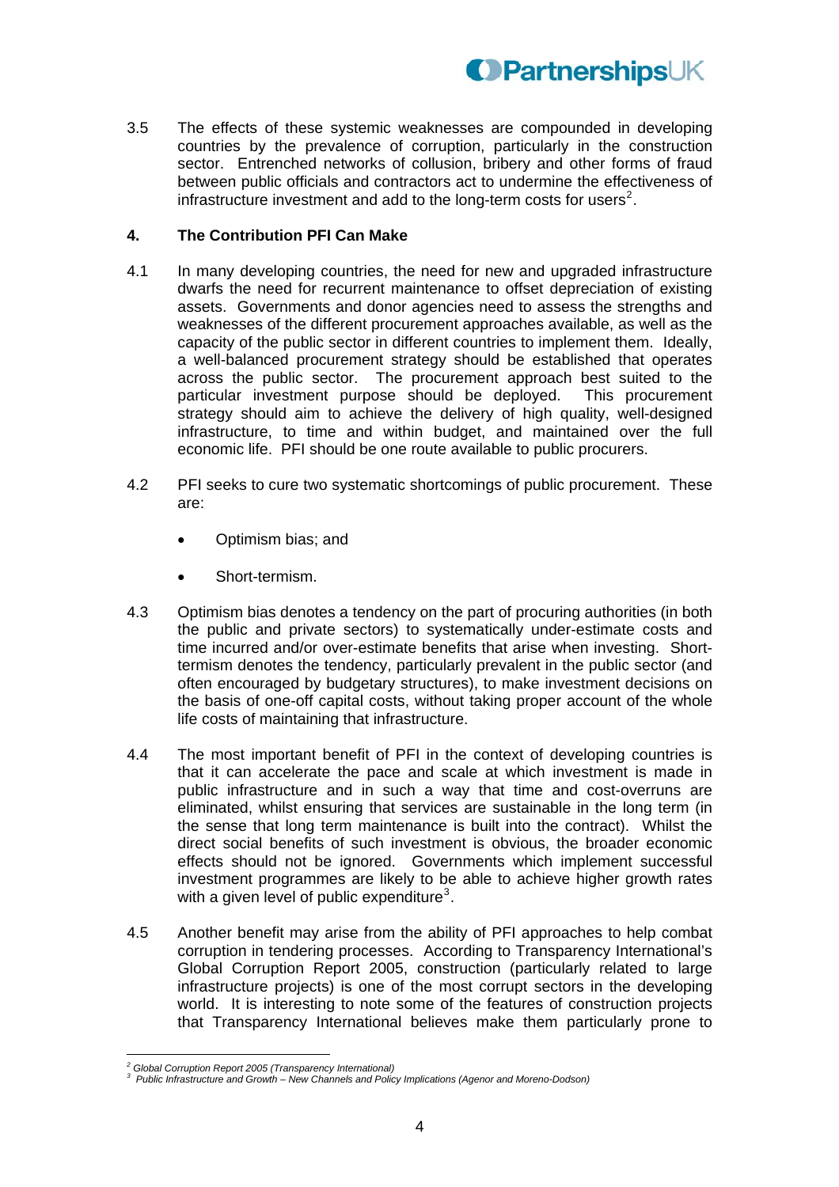3.5 The effects of these systemic weaknesses are compounded in developing countries by the prevalence of corruption, particularly in the construction sector. Entrenched networks of collusion, bribery and other forms of fraud between public officials and contractors act to undermine the effectiveness of infrastructure investment and add to the long-term costs for users[2].

## 4. The Contribution PFI Can Make

4.1 In many developing countries, the need for new and upgraded infrastructure dwarfs the need for recurrent maintenance to offset depreciation of existing assets. Governments and donor agencies need to assess the strengths and weaknesses of the different procurement approaches available, as well as the capacity of the public sector in different countries to implement them. Ideally, a well-balanced procurement strategy should be established that operates across the public sector. The procurement approach best suited to the particular investment purpose should be deployed. This procurement strategy should aim to achieve the delivery of high quality, well-designed infrastructure, to time and within budget, and maintained over the full economic life. PFI should be one route available to public procurers.

4.2 PFI seeks to cure two systematic shortcomings of public procurement. These are:

- Optimism bias; and
- Short-termism.

4.3 Optimism bias denotes a tendency on the part of procuring authorities (in both the public and private sectors) to systematically under-estimate costs and time incurred and/or over-estimate benefits that arise when investing. Short-termism denotes the tendency, particularly prevalent in the public sector (and often encouraged by budgetary structures), to make investment decisions on the basis of one-off capital costs, without taking proper account of the whole life costs of maintaining that infrastructure.

4.4 The most important benefit of PFI in the context of developing countries is that it can accelerate the pace and scale at which investment is made in public infrastructure and in such a way that time and cost-overruns are eliminated, whilst ensuring that services are sustainable in the long term (in the sense that long term maintenance is built into the contract). Whilst the direct social benefits of such investment is obvious, the broader economic effects should not be ignored. Governments which implement successful investment programmes are likely to be able to achieve higher growth rates with a given level of public expenditure[3].

4.5 Another benefit may arise from the ability of PFI approaches to help combat corruption in tendering processes. According to Transparency International's Global Corruption Report 2005, construction (particularly related to large infrastructure projects) is one of the most corrupt sectors in the developing world. It is interesting to note some of the features of construction projects that Transparency International believes make them particularly prone to

---

[2] *Global Corruption Report 2005 (Transparency International)*

[3] *Public Infrastructure and Growth – New Channels and Policy Implications (Agenor and Moreno-Dodson)*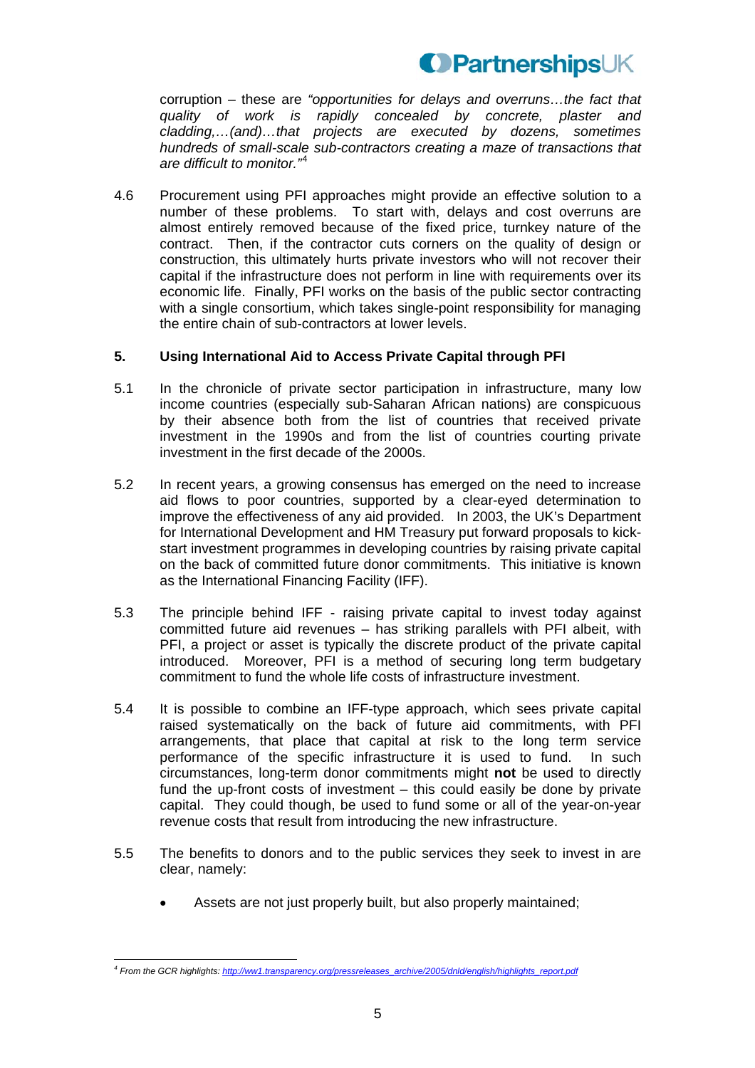corruption – these are *"opportunities for delays and overruns…the fact that quality of work is rapidly concealed by concrete, plaster and cladding,…(and)…that projects are executed by dozens, sometimes hundreds of small-scale sub-contractors creating a maze of transactions that are difficult to monitor."*[4]

4.6 Procurement using PFI approaches might provide an effective solution to a number of these problems. To start with, delays and cost overruns are almost entirely removed because of the fixed price, turnkey nature of the contract. Then, if the contractor cuts corners on the quality of design or construction, this ultimately hurts private investors who will not recover their capital if the infrastructure does not perform in line with requirements over its economic life. Finally, PFI works on the basis of the public sector contracting with a single consortium, which takes single-point responsibility for managing the entire chain of sub-contractors at lower levels.

## 5. Using International Aid to Access Private Capital through PFI

5.1 In the chronicle of private sector participation in infrastructure, many low income countries (especially sub-Saharan African nations) are conspicuous by their absence both from the list of countries that received private investment in the 1990s and from the list of countries courting private investment in the first decade of the 2000s.

5.2 In recent years, a growing consensus has emerged on the need to increase aid flows to poor countries, supported by a clear-eyed determination to improve the effectiveness of any aid provided. In 2003, the UK's Department for International Development and HM Treasury put forward proposals to kick-start investment programmes in developing countries by raising private capital on the back of committed future donor commitments. This initiative is known as the International Financing Facility (IFF).

5.3 The principle behind IFF - raising private capital to invest today against committed future aid revenues – has striking parallels with PFI albeit, with PFI, a project or asset is typically the discrete product of the private capital introduced. Moreover, PFI is a method of securing long term budgetary commitment to fund the whole life costs of infrastructure investment.

5.4 It is possible to combine an IFF-type approach, which sees private capital raised systematically on the back of future aid commitments, with PFI arrangements, that place that capital at risk to the long term service performance of the specific infrastructure it is used to fund. In such circumstances, long-term donor commitments might **not** be used to directly fund the up-front costs of investment – this could easily be done by private capital. They could though, be used to fund some or all of the year-on-year revenue costs that result from introducing the new infrastructure.

5.5 The benefits to donors and to the public services they seek to invest in are clear, namely:

- Assets are not just properly built, but also properly maintained;

---

[4] *From the GCR highlights:* http://ww1.transparency.org/pressreleases_archive/2005/dnld/english/highlights_report.pdf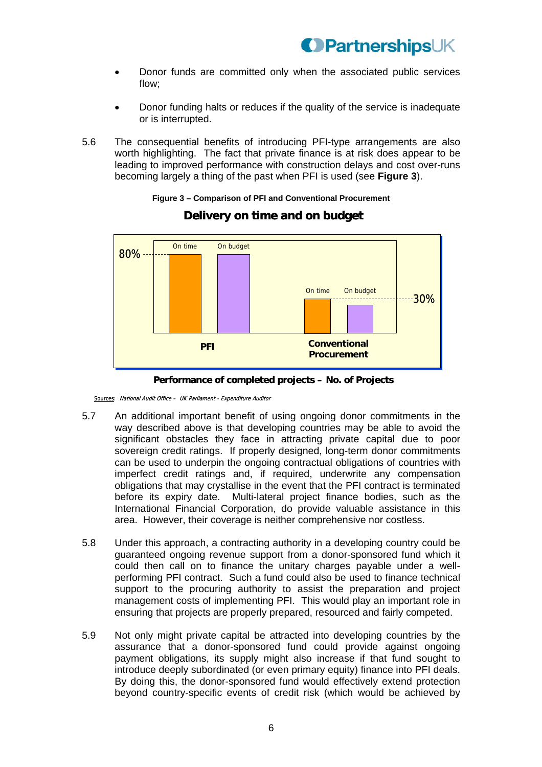- Donor funds are committed only when the associated public services flow;
- Donor funding halts or reduces if the quality of the service is inadequate or is interrupted.

5.6 The consequential benefits of introducing PFI-type arrangements are also worth highlighting. The fact that private finance is at risk does appear to be leading to improved performance with construction delays and cost over-runs becoming largely a thing of the past when PFI is used (see **Figure 3**).

**Figure 3 – Comparison of PFI and Conventional Procurement**

**Delivery on time and on budget**

| | On time | On budget |
|---|---|---|
| PFI | 80% | 80% |
| Conventional Procurement | 30% | 30% |

**Performance of completed projects – No. of Projects**

Sources: *National Audit Office – UK Parliament - Expenditure Auditor*

5.7 An additional important benefit of using ongoing donor commitments in the way described above is that developing countries may be able to avoid the significant obstacles they face in attracting private capital due to poor sovereign credit ratings. If properly designed, long-term donor commitments can be used to underpin the ongoing contractual obligations of countries with imperfect credit ratings and, if required, underwrite any compensation obligations that may crystallise in the event that the PFI contract is terminated before its expiry date. Multi-lateral project finance bodies, such as the International Financial Corporation, do provide valuable assistance in this area. However, their coverage is neither comprehensive nor costless.

5.8 Under this approach, a contracting authority in a developing country could be guaranteed ongoing revenue support from a donor-sponsored fund which it could then call on to finance the unitary charges payable under a well-performing PFI contract. Such a fund could also be used to finance technical support to the procuring authority to assist the preparation and project management costs of implementing PFI. This would play an important role in ensuring that projects are properly prepared, resourced and fairly competed.

5.9 Not only might private capital be attracted into developing countries by the assurance that a donor-sponsored fund could provide against ongoing payment obligations, its supply might also increase if that fund sought to introduce deeply subordinated (or even primary equity) finance into PFI deals. By doing this, the donor-sponsored fund would effectively extend protection beyond country-specific events of credit risk (which would be achieved by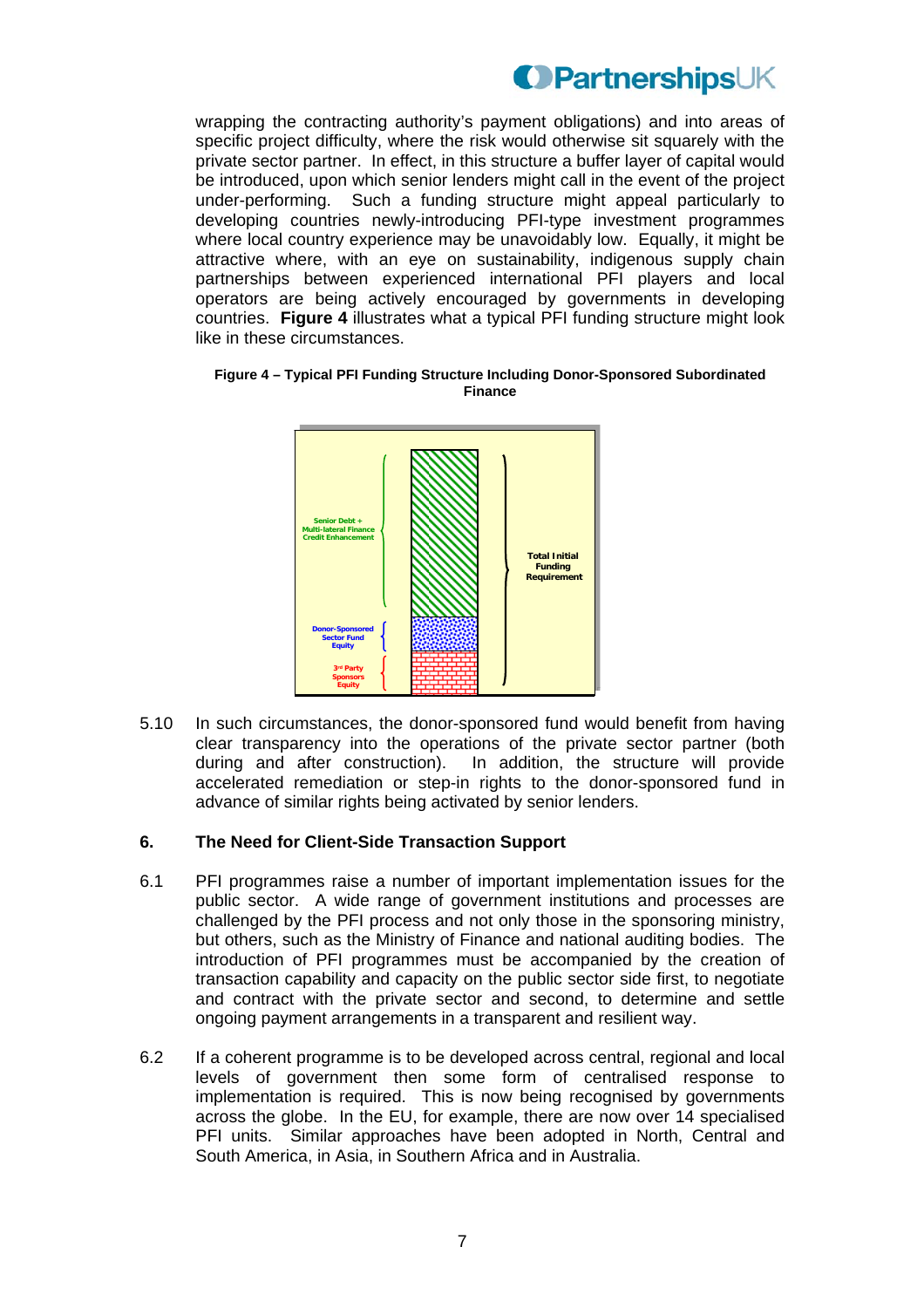wrapping the contracting authority's payment obligations) and into areas of specific project difficulty, where the risk would otherwise sit squarely with the private sector partner. In effect, in this structure a buffer layer of capital would be introduced, upon which senior lenders might call in the event of the project under-performing. Such a funding structure might appeal particularly to developing countries newly-introducing PFI-type investment programmes where local country experience may be unavoidably low. Equally, it might be attractive where, with an eye on sustainability, indigenous supply chain partnerships between experienced international PFI players and local operators are being actively encouraged by governments in developing countries. **Figure 4** illustrates what a typical PFI funding structure might look like in these circumstances.

**Figure 4 – Typical PFI Funding Structure Including Donor-Sponsored Subordinated Finance**

Senior Debt + Multi-lateral Finance Credit Enhancement

Donor-Sponsored Sector Fund Equity

3rd Party Sponsors Equity

Total Initial Funding Requirement

5.10 In such circumstances, the donor-sponsored fund would benefit from having clear transparency into the operations of the private sector partner (both during and after construction). In addition, the structure will provide accelerated remediation or step-in rights to the donor-sponsored fund in advance of similar rights being activated by senior lenders.

## 6. The Need for Client-Side Transaction Support

6.1 PFI programmes raise a number of important implementation issues for the public sector. A wide range of government institutions and processes are challenged by the PFI process and not only those in the sponsoring ministry, but others, such as the Ministry of Finance and national auditing bodies. The introduction of PFI programmes must be accompanied by the creation of transaction capability and capacity on the public sector side first, to negotiate and contract with the private sector and second, to determine and settle ongoing payment arrangements in a transparent and resilient way.

6.2 If a coherent programme is to be developed across central, regional and local levels of government then some form of centralised response to implementation is required. This is now being recognised by governments across the globe. In the EU, for example, there are now over 14 specialised PFI units. Similar approaches have been adopted in North, Central and South America, in Asia, in Southern Africa and in Australia.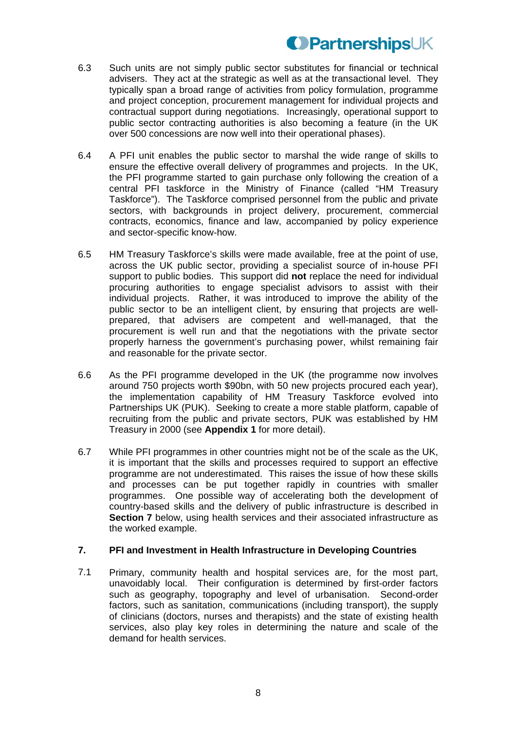6.3 Such units are not simply public sector substitutes for financial or technical advisers. They act at the strategic as well as at the transactional level. They typically span a broad range of activities from policy formulation, programme and project conception, procurement management for individual projects and contractual support during negotiations. Increasingly, operational support to public sector contracting authorities is also becoming a feature (in the UK over 500 concessions are now well into their operational phases).

6.4 A PFI unit enables the public sector to marshal the wide range of skills to ensure the effective overall delivery of programmes and projects. In the UK, the PFI programme started to gain purchase only following the creation of a central PFI taskforce in the Ministry of Finance (called "HM Treasury Taskforce"). The Taskforce comprised personnel from the public and private sectors, with backgrounds in project delivery, procurement, commercial contracts, economics, finance and law, accompanied by policy experience and sector-specific know-how.

6.5 HM Treasury Taskforce's skills were made available, free at the point of use, across the UK public sector, providing a specialist source of in-house PFI support to public bodies. This support did **not** replace the need for individual procuring authorities to engage specialist advisors to assist with their individual projects. Rather, it was introduced to improve the ability of the public sector to be an intelligent client, by ensuring that projects are well-prepared, that advisers are competent and well-managed, that the procurement is well run and that the negotiations with the private sector properly harness the government's purchasing power, whilst remaining fair and reasonable for the private sector.

6.6 As the PFI programme developed in the UK (the programme now involves around 750 projects worth $90bn, with 50 new projects procured each year), the implementation capability of HM Treasury Taskforce evolved into Partnerships UK (PUK). Seeking to create a more stable platform, capable of recruiting from the public and private sectors, PUK was established by HM Treasury in 2000 (see **Appendix 1** for more detail).

6.7 While PFI programmes in other countries might not be of the scale as the UK, it is important that the skills and processes required to support an effective programme are not underestimated. This raises the issue of how these skills and processes can be put together rapidly in countries with smaller programmes. One possible way of accelerating both the development of country-based skills and the delivery of public infrastructure is described in **Section 7** below, using health services and their associated infrastructure as the worked example.

## 7. PFI and Investment in Health Infrastructure in Developing Countries

7.1 Primary, community health and hospital services are, for the most part, unavoidably local. Their configuration is determined by first-order factors such as geography, topography and level of urbanisation. Second-order factors, such as sanitation, communications (including transport), the supply of clinicians (doctors, nurses and therapists) and the state of existing health services, also play key roles in determining the nature and scale of the demand for health services.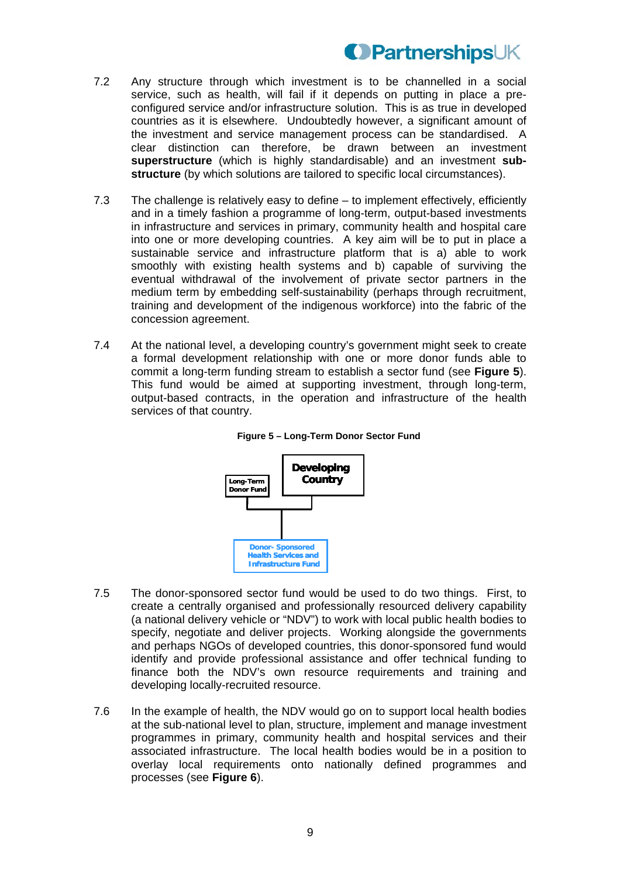7.2 Any structure through which investment is to be channelled in a social service, such as health, will fail if it depends on putting in place a pre-configured service and/or infrastructure solution. This is as true in developed countries as it is elsewhere. Undoubtedly however, a significant amount of the investment and service management process can be standardised. A clear distinction can therefore, be drawn between an investment **superstructure** (which is highly standardisable) and an investment **sub-structure** (by which solutions are tailored to specific local circumstances).

7.3 The challenge is relatively easy to define – to implement effectively, efficiently and in a timely fashion a programme of long-term, output-based investments in infrastructure and services in primary, community health and hospital care into one or more developing countries. A key aim will be to put in place a sustainable service and infrastructure platform that is a) able to work smoothly with existing health systems and b) capable of surviving the eventual withdrawal of the involvement of private sector partners in the medium term by embedding self-sustainability (perhaps through recruitment, training and development of the indigenous workforce) into the fabric of the concession agreement.

7.4 At the national level, a developing country's government might seek to create a formal development relationship with one or more donor funds able to commit a long-term funding stream to establish a sector fund (see **Figure 5**). This fund would be aimed at supporting investment, through long-term, output-based contracts, in the operation and infrastructure of the health services of that country.

**Figure 5 – Long-Term Donor Sector Fund**

Long-Term Donor Fund | Developing Country → Donor- Sponsored Health Services and Infrastructure Fund

7.5 The donor-sponsored sector fund would be used to do two things. First, to create a centrally organised and professionally resourced delivery capability (a national delivery vehicle or "NDV") to work with local public health bodies to specify, negotiate and deliver projects. Working alongside the governments and perhaps NGOs of developed countries, this donor-sponsored fund would identify and provide professional assistance and offer technical funding to finance both the NDV's own resource requirements and training and developing locally-recruited resource.

7.6 In the example of health, the NDV would go on to support local health bodies at the sub-national level to plan, structure, implement and manage investment programmes in primary, community health and hospital services and their associated infrastructure. The local health bodies would be in a position to overlay local requirements onto nationally defined programmes and processes (see **Figure 6**).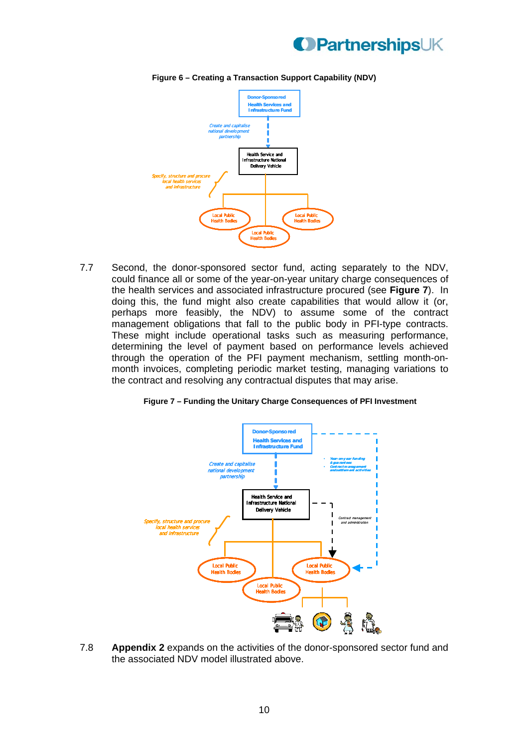**Figure 6 – Creating a Transaction Support Capability (NDV)**

Donor-Sponsored Health Services and Infrastructure Fund

*Create and capitalise national development partnership*

Health Service and Infrastructure National Delivery Vehicle

*Specify, structure and procure local health services and infrastructure*

Local Public Health Bodies

Local Public Health Bodies

Local Public Health Bodies

7.7 Second, the donor-sponsored sector fund, acting separately to the NDV, could finance all or some of the year-on-year unitary charge consequences of the health services and associated infrastructure procured (see **Figure 7**). In doing this, the fund might also create capabilities that would allow it (or, perhaps more feasibly, the NDV) to assume some of the contract management obligations that fall to the public body in PFI-type contracts. These might include operational tasks such as measuring performance, determining the level of payment based on performance levels achieved through the operation of the PFI payment mechanism, settling month-on-month invoices, completing periodic market testing, managing variations to the contract and resolving any contractual disputes that may arise.

**Figure 7 – Funding the Unitary Charge Consequences of PFI Investment**

Donor-Sponsored Health Services and Infrastructure Fund

*Create and capitalise national development partnership*

- *Year-on-year funding & guarantees*
- *Contract management and settlement activities*

Health Service and Infrastructure National Delivery Vehicle

*Contract management and administration*

*Specify, structure and procure local health services and infrastructure*

Local Public Health Bodies

Local Public Health Bodies

Local Public Health Bodies

7.8 **Appendix 2** expands on the activities of the donor-sponsored sector fund and the associated NDV model illustrated above.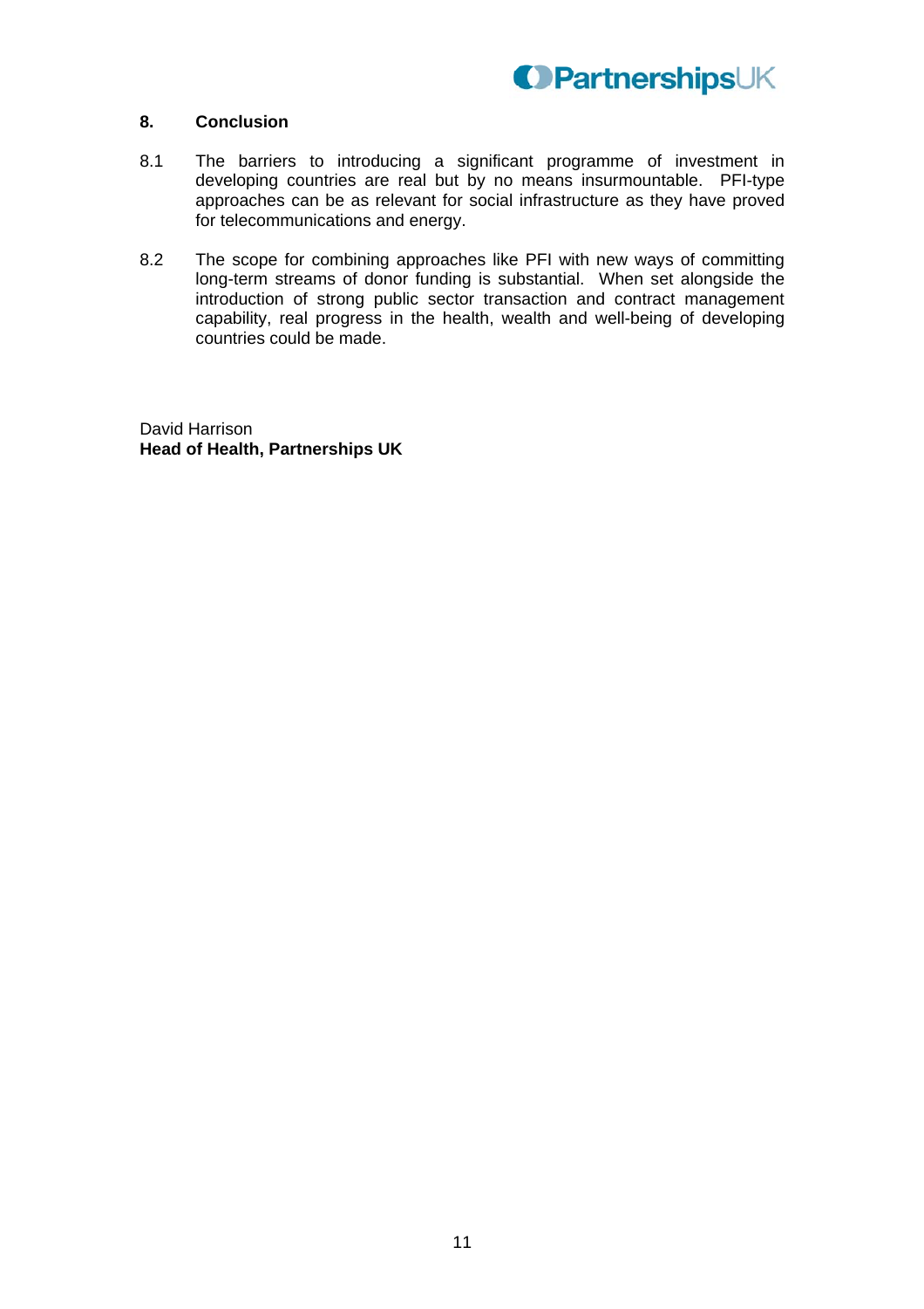## 8. Conclusion

8.1 The barriers to introducing a significant programme of investment in developing countries are real but by no means insurmountable. PFI-type approaches can be as relevant for social infrastructure as they have proved for telecommunications and energy.

8.2 The scope for combining approaches like PFI with new ways of committing long-term streams of donor funding is substantial. When set alongside the introduction of strong public sector transaction and contract management capability, real progress in the health, wealth and well-being of developing countries could be made.

David Harrison
**Head of Health, Partnerships UK**